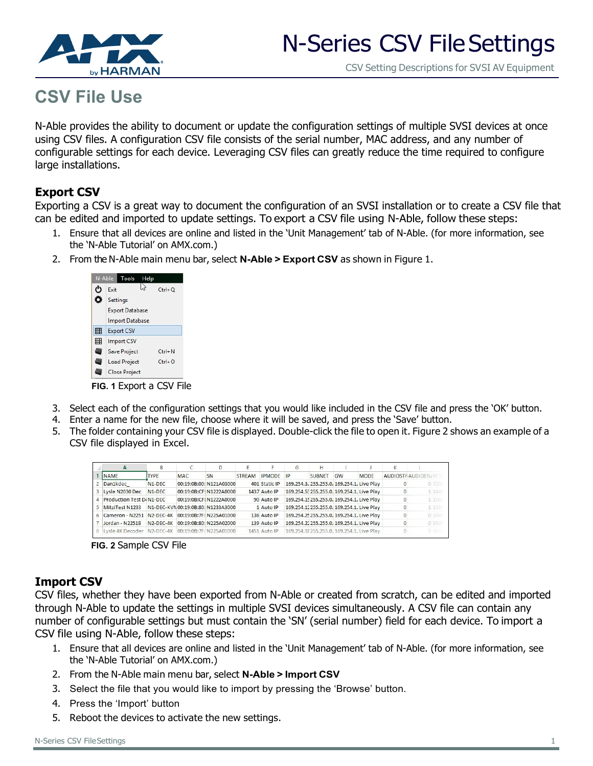# N-Series CSV File Settings

CSV Setting Descriptions for SVSI AV Equipment

## CSV File Use

N-Able provides the ability to document or update the configuration settings of multiple SVSI devices at once using CSV files. A configuration CSV file consists of the serial number, MAC address, and any number of configurable settings for each device. Leveraging CSV files can greatly reduce the time required to configure large installations.

### Export CSV

Exporting a CSV is a great way to document the configuration of an SVSI installation or to create a CSV file that can be edited and imported to update settings. To export a CSV file using N-Able, follow these steps:

1. Ensure that all devices are online and listed in the 'Unit Management' tab of N-Able. (for more information, see the 'N-Able Tutorial' on AMX.com.)
2. From the N-Able main menu bar, select **N-Able > Export CSV** as shown in Figure 1.

**FIG. 1** Export a CSV File

3. Select each of the configuration settings that you would like included in the CSV file and press the 'OK' button.
4. Enter a name for the new file, choose where it will be saved, and press the 'Save' button.
5. The folder containing your CSV file is displayed. Double-click the file to open it. Figure 2 shows an example of a CSV file displayed in Excel.

**FIG. 2** Sample CSV File

### Import CSV

CSV files, whether they have been exported from N-Able or created from scratch, can be edited and imported through N-Able to update the settings in multiple SVSI devices simultaneously. A CSV file can contain any number of configurable settings but must contain the 'SN' (serial number) field for each device. To import a CSV file using N-Able, follow these steps:

1. Ensure that all devices are online and listed in the 'Unit Management' tab of N-Able. (for more information, see the 'N-Able Tutorial' on AMX.com.)
2. From the N-Able main menu bar, select **N-Able > Import CSV**
3. Select the file that you would like to import by pressing the 'Browse' button.
4. Press the 'Import' button
5. Reboot the devices to activate the new settings.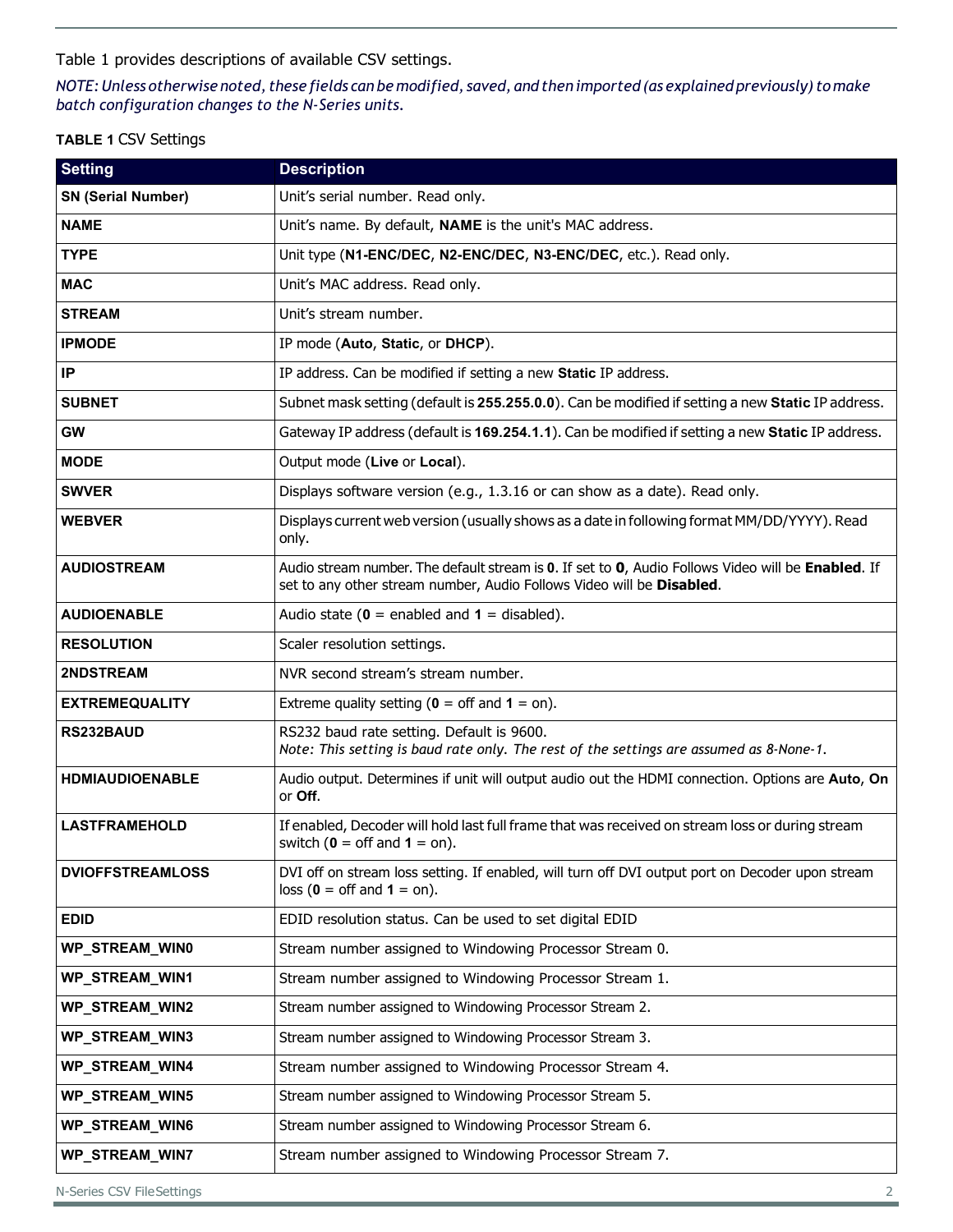Table 1 provides descriptions of available CSV settings.

*NOTE: Unless otherwise noted, these fields can be modified, saved, and then imported (as explained previously) to make batch configuration changes to the N-Series units.*

**TABLE 1** CSV Settings

| Setting | Description |
|---|---|
| **SN (Serial Number)** | Unit's serial number. Read only. |
| **NAME** | Unit's name. By default, **NAME** is the unit's MAC address. |
| **TYPE** | Unit type (**N1-ENC/DEC**, **N2-ENC/DEC**, **N3-ENC/DEC**, etc.). Read only. |
| **MAC** | Unit's MAC address. Read only. |
| **STREAM** | Unit's stream number. |
| **IPMODE** | IP mode (**Auto**, **Static**, or **DHCP**). |
| **IP** | IP address. Can be modified if setting a new **Static** IP address. |
| **SUBNET** | Subnet mask setting (default is **255.255.0.0**). Can be modified if setting a new **Static** IP address. |
| **GW** | Gateway IP address (default is **169.254.1.1**). Can be modified if setting a new **Static** IP address. |
| **MODE** | Output mode (**Live** or **Local**). |
| **SWVER** | Displays software version (e.g., 1.3.16 or can show as a date). Read only. |
| **WEBVER** | Displays current web version (usually shows as a date in following format MM/DD/YYYY). Read only. |
| **AUDIOSTREAM** | Audio stream number. The default stream is **0**. If set to **0**, Audio Follows Video will be **Enabled**. If set to any other stream number, Audio Follows Video will be **Disabled**. |
| **AUDIOENABLE** | Audio state (**0** = enabled and **1** = disabled). |
| **RESOLUTION** | Scaler resolution settings. |
| **2NDSTREAM** | NVR second stream's stream number. |
| **EXTREMEQUALITY** | Extreme quality setting (**0** = off and **1** = on). |
| **RS232BAUD** | RS232 baud rate setting. Default is 9600. *Note: This setting is baud rate only. The rest of the settings are assumed as 8-None-1.* |
| **HDMIAUDIOENABLE** | Audio output. Determines if unit will output audio out the HDMI connection. Options are **Auto**, **On** or **Off**. |
| **LASTFRAMEHOLD** | If enabled, Decoder will hold last full frame that was received on stream loss or during stream switch (**0** = off and **1** = on). |
| **DVIOFFSTREAMLOSS** | DVI off on stream loss setting. If enabled, will turn off DVI output port on Decoder upon stream loss (**0** = off and **1** = on). |
| **EDID** | EDID resolution status. Can be used to set digital EDID |
| **WP_STREAM_WIN0** | Stream number assigned to Windowing Processor Stream 0. |
| **WP_STREAM_WIN1** | Stream number assigned to Windowing Processor Stream 1. |
| **WP_STREAM_WIN2** | Stream number assigned to Windowing Processor Stream 2. |
| **WP_STREAM_WIN3** | Stream number assigned to Windowing Processor Stream 3. |
| **WP_STREAM_WIN4** | Stream number assigned to Windowing Processor Stream 4. |
| **WP_STREAM_WIN5** | Stream number assigned to Windowing Processor Stream 5. |
| **WP_STREAM_WIN6** | Stream number assigned to Windowing Processor Stream 6. |
| **WP_STREAM_WIN7** | Stream number assigned to Windowing Processor Stream 7. |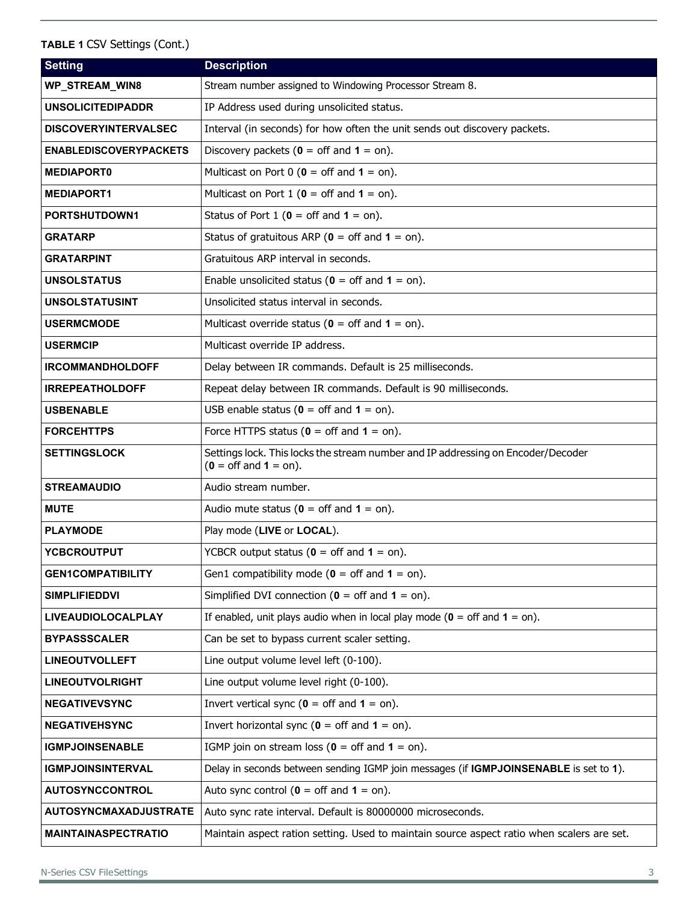**TABLE 1** CSV Settings (Cont.)

| Setting | Description |
|---|---|
| **WP_STREAM_WIN8** | Stream number assigned to Windowing Processor Stream 8. |
| **UNSOLICITEDIPADDR** | IP Address used during unsolicited status. |
| **DISCOVERYINTERVALSEC** | Interval (in seconds) for how often the unit sends out discovery packets. |
| **ENABLEDISCOVERYPACKETS** | Discovery packets (**0** = off and **1** = on). |
| **MEDIAPORT0** | Multicast on Port 0 (**0** = off and **1** = on). |
| **MEDIAPORT1** | Multicast on Port 1 (**0** = off and **1** = on). |
| **PORTSHUTDOWN1** | Status of Port 1 (**0** = off and **1** = on). |
| **GRATARP** | Status of gratuitous ARP (**0** = off and **1** = on). |
| **GRATARPINT** | Gratuitous ARP interval in seconds. |
| **UNSOLSTATUS** | Enable unsolicited status (**0** = off and **1** = on). |
| **UNSOLSTATUSINT** | Unsolicited status interval in seconds. |
| **USERMCMODE** | Multicast override status (**0** = off and **1** = on). |
| **USERMCIP** | Multicast override IP address. |
| **IRCOMMANDHOLDOFF** | Delay between IR commands. Default is 25 milliseconds. |
| **IRREPEATHOLDOFF** | Repeat delay between IR commands. Default is 90 milliseconds. |
| **USBENABLE** | USB enable status (**0** = off and **1** = on). |
| **FORCEHTTPS** | Force HTTPS status (**0** = off and **1** = on). |
| **SETTINGSLOCK** | Settings lock. This locks the stream number and IP addressing on Encoder/Decoder (**0** = off and **1** = on). |
| **STREAMAUDIO** | Audio stream number. |
| **MUTE** | Audio mute status (**0** = off and **1** = on). |
| **PLAYMODE** | Play mode (**LIVE** or **LOCAL**). |
| **YCBCROUTPUT** | YCBCR output status (**0** = off and **1** = on). |
| **GEN1COMPATIBILITY** | Gen1 compatibility mode (**0** = off and **1** = on). |
| **SIMPLIFIEDDVI** | Simplified DVI connection (**0** = off and **1** = on). |
| **LIVEAUDIOLOCALPLAY** | If enabled, unit plays audio when in local play mode (**0** = off and **1** = on). |
| **BYPASSSCALER** | Can be set to bypass current scaler setting. |
| **LINEOUTVOLLEFT** | Line output volume level left (0-100). |
| **LINEOUTVOLRIGHT** | Line output volume level right (0-100). |
| **NEGATIVEVSYNC** | Invert vertical sync (**0** = off and **1** = on). |
| **NEGATIVEHSYNC** | Invert horizontal sync (**0** = off and **1** = on). |
| **IGMPJOINSENABLE** | IGMP join on stream loss (**0** = off and **1** = on). |
| **IGMPJOINSINTERVAL** | Delay in seconds between sending IGMP join messages (if **IGMPJOINSENABLE** is set to **1**). |
| **AUTOSYNCCONTROL** | Auto sync control (**0** = off and **1** = on). |
| **AUTOSYNCMAXADJUSTRATE** | Auto sync rate interval. Default is 80000000 microseconds. |
| **MAINTAINASPECTRATIO** | Maintain aspect ration setting. Used to maintain source aspect ratio when scalers are set. |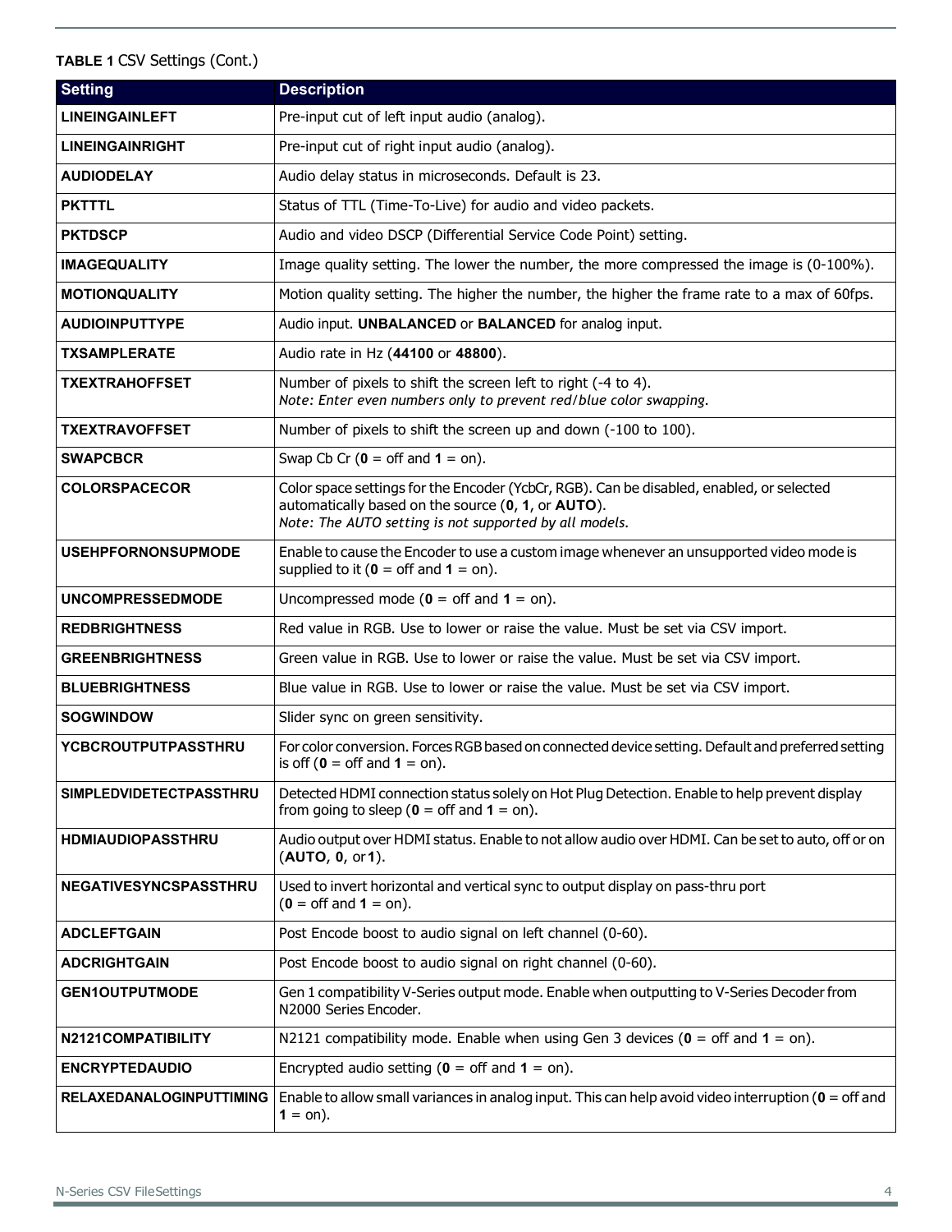**TABLE 1** CSV Settings (Cont.)

| Setting | Description |
|---|---|
| **LINEINGAINLEFT** | Pre-input cut of left input audio (analog). |
| **LINEINGAINRIGHT** | Pre-input cut of right input audio (analog). |
| **AUDIODELAY** | Audio delay status in microseconds. Default is 23. |
| **PKTTTL** | Status of TTL (Time-To-Live) for audio and video packets. |
| **PKTDSCP** | Audio and video DSCP (Differential Service Code Point) setting. |
| **IMAGEQUALITY** | Image quality setting. The lower the number, the more compressed the image is (0-100%). |
| **MOTIONQUALITY** | Motion quality setting. The higher the number, the higher the frame rate to a max of 60fps. |
| **AUDIOINPUTTYPE** | Audio input. **UNBALANCED** or **BALANCED** for analog input. |
| **TXSAMPLERATE** | Audio rate in Hz (**44100** or **48800**). |
| **TXEXTRAHOFFSET** | Number of pixels to shift the screen left to right (-4 to 4).<br>*Note: Enter even numbers only to prevent red/blue color swapping.* |
| **TXEXTRAVOFFSET** | Number of pixels to shift the screen up and down (-100 to 100). |
| **SWAPCBCR** | Swap Cb Cr (**0** = off and **1** = on). |
| **COLORSPACECOR** | Color space settings for the Encoder (YcbCr, RGB). Can be disabled, enabled, or selected automatically based on the source (**0**, **1**, or **AUTO**).<br>*Note: The AUTO setting is not supported by all models.* |
| **USEHPFORNONSUPMODE** | Enable to cause the Encoder to use a custom image whenever an unsupported video mode is supplied to it (**0** = off and **1** = on). |
| **UNCOMPRESSEDMODE** | Uncompressed mode (**0** = off and **1** = on). |
| **REDBRIGHTNESS** | Red value in RGB. Use to lower or raise the value. Must be set via CSV import. |
| **GREENBRIGHTNESS** | Green value in RGB. Use to lower or raise the value. Must be set via CSV import. |
| **BLUEBRIGHTNESS** | Blue value in RGB. Use to lower or raise the value. Must be set via CSV import. |
| **SOGWINDOW** | Slider sync on green sensitivity. |
| **YCBCROUTPUTPASSTHRU** | For color conversion. Forces RGB based on connected device setting. Default and preferred setting is off (**0** = off and **1** = on). |
| **SIMPLEDVIDETECTPASSTHRU** | Detected HDMI connection status solely on Hot Plug Detection. Enable to help prevent display from going to sleep (**0** = off and **1** = on). |
| **HDMIAUDIOPASSTHRU** | Audio output over HDMI status. Enable to not allow audio over HDMI. Can be set to auto, off or on (**AUTO**, **0**, or **1**). |
| **NEGATIVESYNCSPASSTHRU** | Used to invert horizontal and vertical sync to output display on pass-thru port<br>(**0** = off and **1** = on). |
| **ADCLEFTGAIN** | Post Encode boost to audio signal on left channel (0-60). |
| **ADCRIGHTGAIN** | Post Encode boost to audio signal on right channel (0-60). |
| **GEN1OUTPUTMODE** | Gen 1 compatibility V-Series output mode. Enable when outputting to V-Series Decoder from N2000 Series Encoder. |
| **N2121COMPATIBILITY** | N2121 compatibility mode. Enable when using Gen 3 devices (**0** = off and **1** = on). |
| **ENCRYPTEDAUDIO** | Encrypted audio setting (**0** = off and **1** = on). |
| **RELAXEDANALOGINPUTTIMING** | Enable to allow small variances in analog input. This can help avoid video interruption (**0** = off and **1** = on). |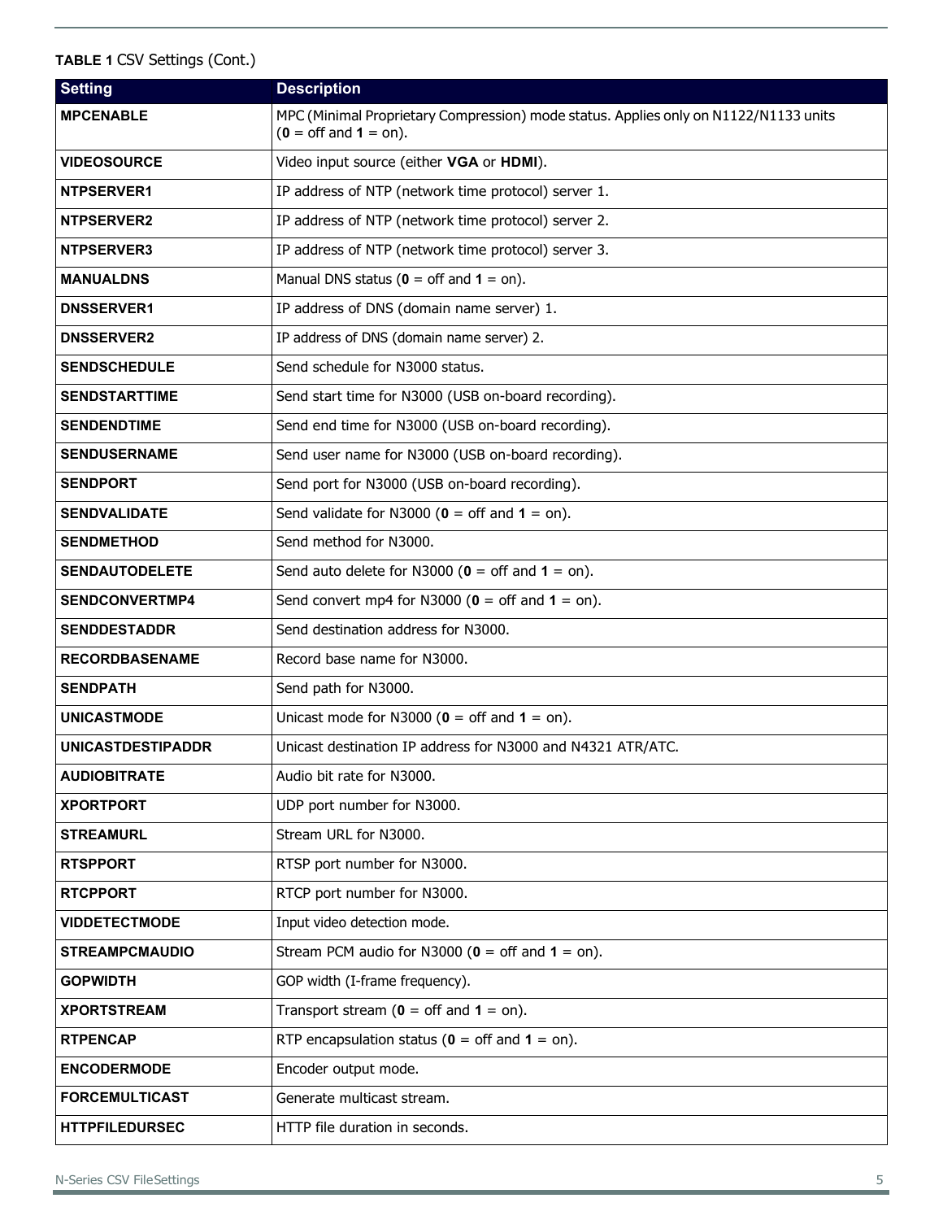**TABLE 1** CSV Settings (Cont.)

| Setting | Description |
|---|---|
| **MPCENABLE** | MPC (Minimal Proprietary Compression) mode status. Applies only on N1122/N1133 units (**0** = off and **1** = on). |
| **VIDEOSOURCE** | Video input source (either **VGA** or **HDMI**). |
| **NTPSERVER1** | IP address of NTP (network time protocol) server 1. |
| **NTPSERVER2** | IP address of NTP (network time protocol) server 2. |
| **NTPSERVER3** | IP address of NTP (network time protocol) server 3. |
| **MANUALDNS** | Manual DNS status (**0** = off and **1** = on). |
| **DNSSERVER1** | IP address of DNS (domain name server) 1. |
| **DNSSERVER2** | IP address of DNS (domain name server) 2. |
| **SENDSCHEDULE** | Send schedule for N3000 status. |
| **SENDSTARTTIME** | Send start time for N3000 (USB on-board recording). |
| **SENDENDTIME** | Send end time for N3000 (USB on-board recording). |
| **SENDUSERNAME** | Send user name for N3000 (USB on-board recording). |
| **SENDPORT** | Send port for N3000 (USB on-board recording). |
| **SENDVALIDATE** | Send validate for N3000 (**0** = off and **1** = on). |
| **SENDMETHOD** | Send method for N3000. |
| **SENDAUTODELETE** | Send auto delete for N3000 (**0** = off and **1** = on). |
| **SENDCONVERTMP4** | Send convert mp4 for N3000 (**0** = off and **1** = on). |
| **SENDDESTADDR** | Send destination address for N3000. |
| **RECORDBASENAME** | Record base name for N3000. |
| **SENDPATH** | Send path for N3000. |
| **UNICASTMODE** | Unicast mode for N3000 (**0** = off and **1** = on). |
| **UNICASTDESTIPADDR** | Unicast destination IP address for N3000 and N4321 ATR/ATC. |
| **AUDIOBITRATE** | Audio bit rate for N3000. |
| **XPORTPORT** | UDP port number for N3000. |
| **STREAMURL** | Stream URL for N3000. |
| **RTSPPORT** | RTSP port number for N3000. |
| **RTCPPORT** | RTCP port number for N3000. |
| **VIDDETECTMODE** | Input video detection mode. |
| **STREAMPCMAUDIO** | Stream PCM audio for N3000 (**0** = off and **1** = on). |
| **GOPWIDTH** | GOP width (I-frame frequency). |
| **XPORTSTREAM** | Transport stream (**0** = off and **1** = on). |
| **RTPENCAP** | RTP encapsulation status (**0** = off and **1** = on). |
| **ENCODERMODE** | Encoder output mode. |
| **FORCEMULTICAST** | Generate multicast stream. |
| **HTTPFILEDURSEC** | HTTP file duration in seconds. |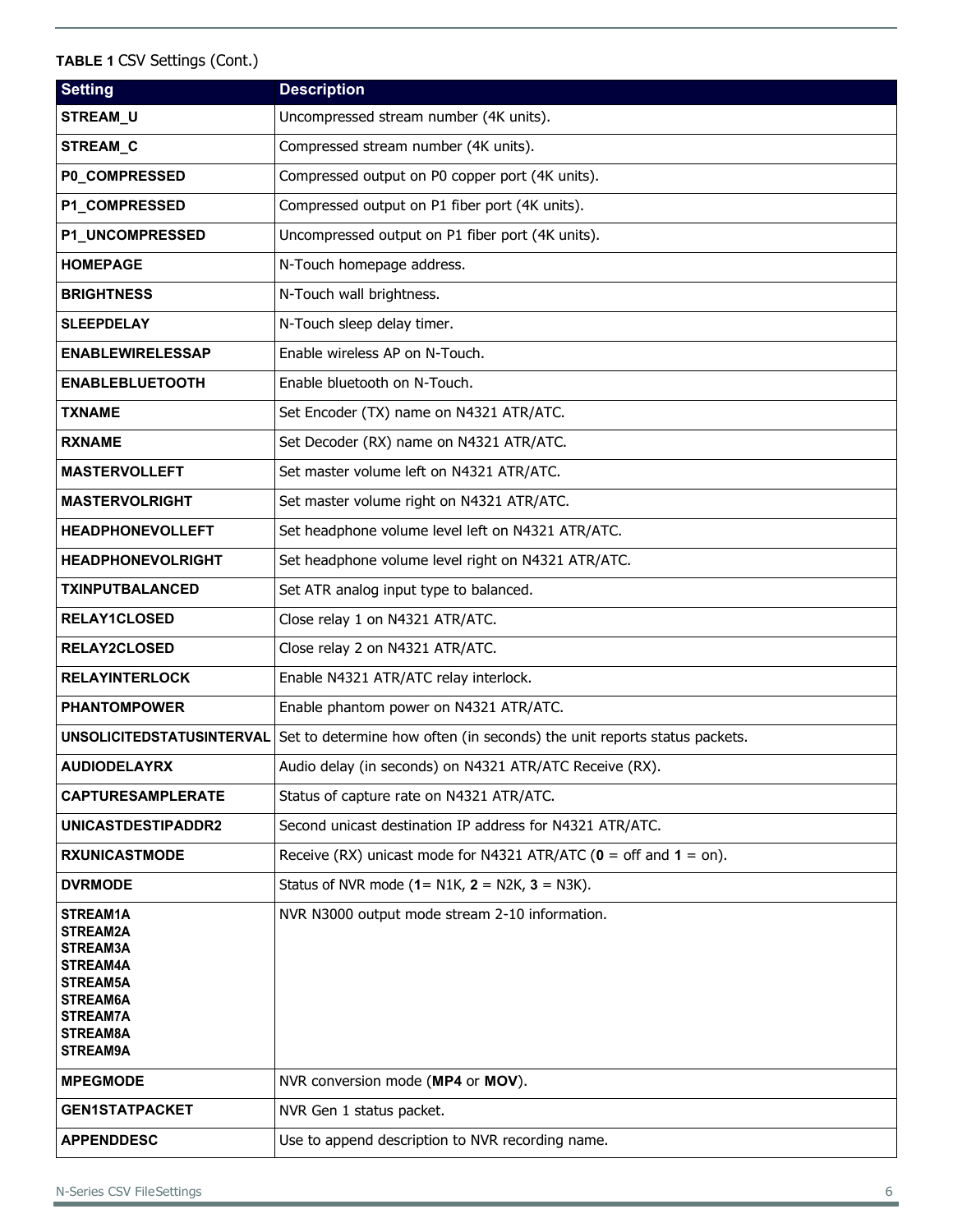**TABLE 1** CSV Settings (Cont.)

| Setting | Description |
| --- | --- |
| **STREAM_U** | Uncompressed stream number (4K units). |
| **STREAM_C** | Compressed stream number (4K units). |
| **P0_COMPRESSED** | Compressed output on P0 copper port (4K units). |
| **P1_COMPRESSED** | Compressed output on P1 fiber port (4K units). |
| **P1_UNCOMPRESSED** | Uncompressed output on P1 fiber port (4K units). |
| **HOMEPAGE** | N-Touch homepage address. |
| **BRIGHTNESS** | N-Touch wall brightness. |
| **SLEEPDELAY** | N-Touch sleep delay timer. |
| **ENABLEWIRELESSAP** | Enable wireless AP on N-Touch. |
| **ENABLEBLUETOOTH** | Enable bluetooth on N-Touch. |
| **TXNAME** | Set Encoder (TX) name on N4321 ATR/ATC. |
| **RXNAME** | Set Decoder (RX) name on N4321 ATR/ATC. |
| **MASTERVOLLEFT** | Set master volume left on N4321 ATR/ATC. |
| **MASTERVOLRIGHT** | Set master volume right on N4321 ATR/ATC. |
| **HEADPHONEVOLLEFT** | Set headphone volume level left on N4321 ATR/ATC. |
| **HEADPHONEVOLRIGHT** | Set headphone volume level right on N4321 ATR/ATC. |
| **TXINPUTBALANCED** | Set ATR analog input type to balanced. |
| **RELAY1CLOSED** | Close relay 1 on N4321 ATR/ATC. |
| **RELAY2CLOSED** | Close relay 2 on N4321 ATR/ATC. |
| **RELAYINTERLOCK** | Enable N4321 ATR/ATC relay interlock. |
| **PHANTOMPOWER** | Enable phantom power on N4321 ATR/ATC. |
| **UNSOLICITEDSTATUSINTERVAL** | Set to determine how often (in seconds) the unit reports status packets. |
| **AUDIODELAYRX** | Audio delay (in seconds) on N4321 ATR/ATC Receive (RX). |
| **CAPTURESAMPLERATE** | Status of capture rate on N4321 ATR/ATC. |
| **UNICASTDESTIPADDR2** | Second unicast destination IP address for N4321 ATR/ATC. |
| **RXUNICASTMODE** | Receive (RX) unicast mode for N4321 ATR/ATC (**0** = off and **1** = on). |
| **DVRMODE** | Status of NVR mode (**1**= N1K, **2** = N2K, **3** = N3K). |
| **STREAM1A**<br>**STREAM2A**<br>**STREAM3A**<br>**STREAM4A**<br>**STREAM5A**<br>**STREAM6A**<br>**STREAM7A**<br>**STREAM8A**<br>**STREAM9A** | NVR N3000 output mode stream 2-10 information. |
| **MPEGMODE** | NVR conversion mode (**MP4** or **MOV**). |
| **GEN1STATPACKET** | NVR Gen 1 status packet. |
| **APPENDDESC** | Use to append description to NVR recording name. |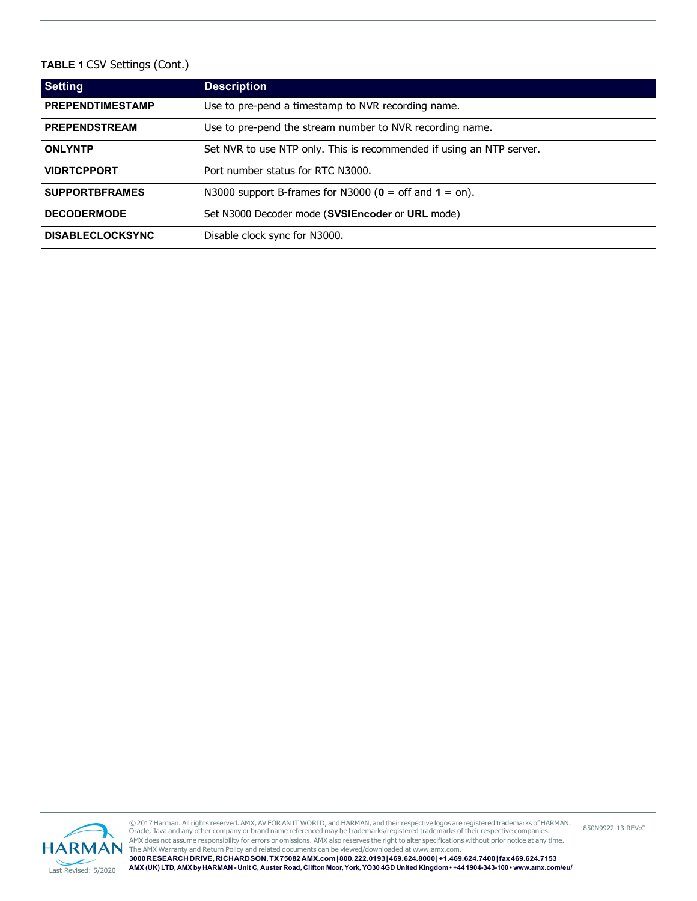**TABLE 1** CSV Settings (Cont.)

| Setting | Description |
|---|---|
| **PREPENDTIMESTAMP** | Use to pre-pend a timestamp to NVR recording name. |
| **PREPENDSTREAM** | Use to pre-pend the stream number to NVR recording name. |
| **ONLYNTP** | Set NVR to use NTP only. This is recommended if using an NTP server. |
| **VIDRTCPPORT** | Port number status for RTC N3000. |
| **SUPPORTBFRAMES** | N3000 support B-frames for N3000 (**0** = off and **1** = on). |
| **DECODERMODE** | Set N3000 Decoder mode (**SVSIEncoder** or **URL** mode) |
| **DISABLECLOCKSYNC** | Disable clock sync for N3000. |

© 2017 Harman. All rights reserved. AMX, AV FOR AN IT WORLD, and HARMAN, and their respective logos are registered trademarks of HARMAN. Oracle, Java and any other company or brand name referenced may be trademarks/registered trademarks of their respective companies.
AMX does not assume responsibility for errors or omissions. AMX also reserves the right to alter specifications without prior notice at any time.
The AMX Warranty and Return Policy and related documents can be viewed/downloaded at www.amx.com.
**3000 RESEARCH DRIVE, RICHARDSON, TX 75082 AMX.com | 800.222.0193 | 469.624.8000 | +1.469.624.7400 | fax 469.624.7153**
**AMX (UK) LTD, AMX by HARMAN - Unit C, Auster Road, Clifton Moor, York, YO30 4GD United Kingdom • +44 1904-343-100 • www.amx.com/eu/**

850N9922-13 REV:C

Last Revised: 5/2020